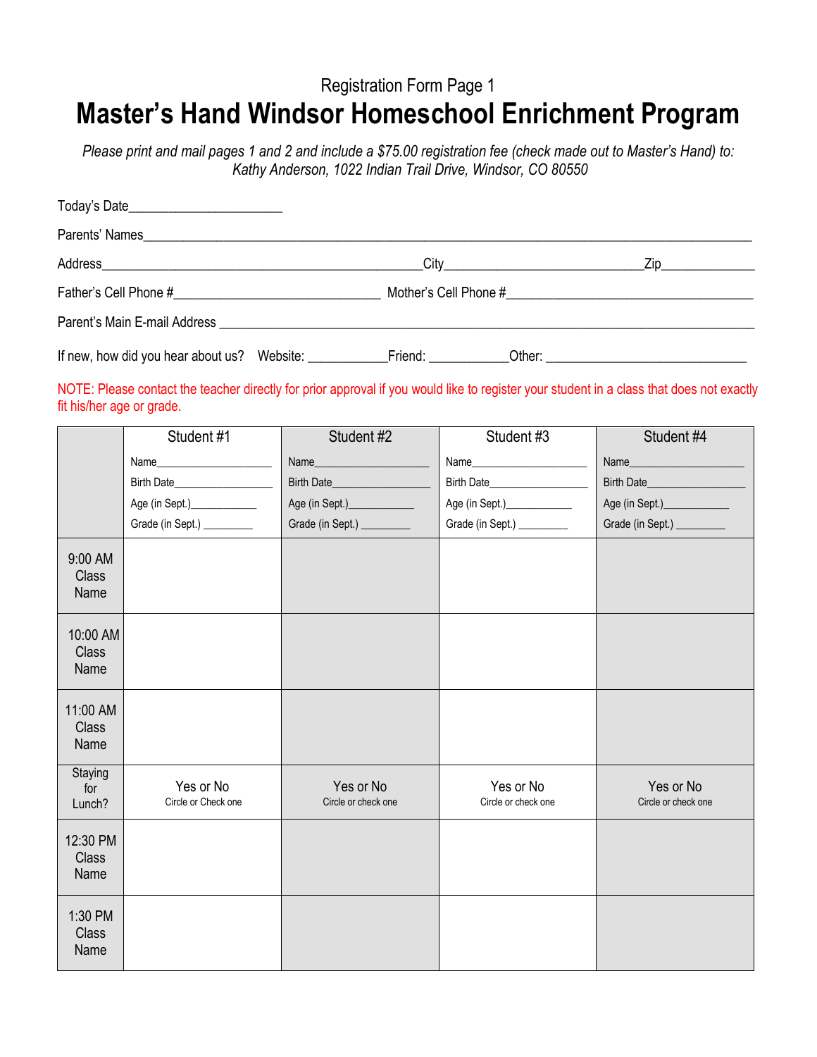Registration Form Page 1

# Master's Hand Windsor Homeschool Enrichment Program

*Please print and mail pages 1 and 2 and include a $75.00 registration fee (check made out to Master's Hand) to: Kathy Anderson, 1022 Indian Trail Drive, Windsor, CO 80550*

Today's Date______________________

Parents' Names______________________________________________________________________________________

Address_______________________________________________City____________________________Zip_____________

Father's Cell Phone #______________________________ Mother's Cell Phone #___________________________________

Parent's Main E-mail Address ___________________________________________________________________________

If new, how did you hear about us? Website: ___________Friend: ___________Other: _____________________________

NOTE: Please contact the teacher directly for prior approval if you would like to register your student in a class that does not exactly fit his/her age or grade.

| | Student #1<br>Name____________________<br>Birth Date_________________<br>Age (in Sept.)___________<br>Grade (in Sept.) ________ | Student #2<br>Name____________________<br>Birth Date_________________<br>Age (in Sept.)___________<br>Grade (in Sept.) ________ | Student #3<br>Name____________________<br>Birth Date_________________<br>Age (in Sept.)___________<br>Grade (in Sept.) ________ | Student #4<br>Name____________________<br>Birth Date_________________<br>Age (in Sept.)___________<br>Grade (in Sept.) ________ |
|---|---|---|---|---|
| 9:00 AM Class Name | | | | |
| 10:00 AM Class Name | | | | |
| 11:00 AM Class Name | | | | |
| Staying for Lunch? | Yes or No<br>Circle or Check one | Yes or No<br>Circle or check one | Yes or No<br>Circle or check one | Yes or No<br>Circle or check one |
| 12:30 PM Class Name | | | | |
| 1:30 PM Class Name | | | | |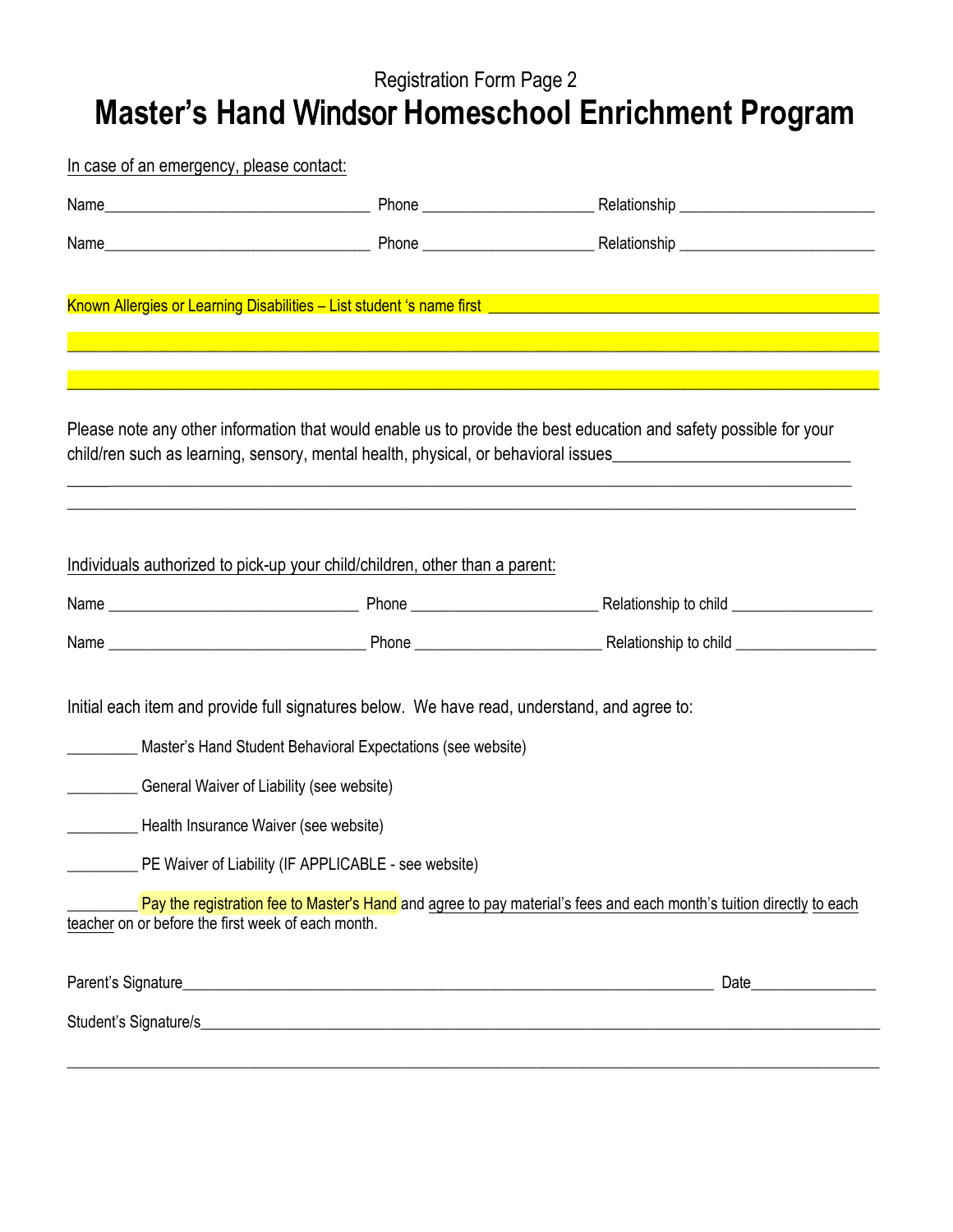Registration Form Page 2

# Master's Hand Windsor Homeschool Enrichment Program

In case of an emergency, please contact:

Name_________________________________ Phone _____________________ Relationship ________________________

Name_________________________________ Phone _____________________ Relationship ________________________

Known Allergies or Learning Disabilities – List student 's name first ________________________________________________

_____________________________________________________________________________________________________

_____________________________________________________________________________________________________

Please note any other information that would enable us to provide the best education and safety possible for your child/ren such as learning, sensory, mental health, physical, or behavioral issues____________________________

_____________________________________________________________________________________________________

_____________________________________________________________________________________________________

Individuals authorized to pick-up your child/children, other than a parent:

Name ________________________________ Phone _______________________ Relationship to child __________________

Name ________________________________ Phone _______________________ Relationship to child __________________

Initial each item and provide full signatures below. We have read, understand, and agree to:

_________ Master's Hand Student Behavioral Expectations (see website)

_________ General Waiver of Liability (see website)

_________ Health Insurance Waiver (see website)

_________ PE Waiver of Liability (IF APPLICABLE - see website)

_________ Pay the registration fee to Master's Hand and agree to pay material's fees and each month's tuition directly to each teacher on or before the first week of each month.

Parent's Signature____________________________________________________________________ Date________________

Student's Signature/s__________________________________________________________________________________

_____________________________________________________________________________________________________